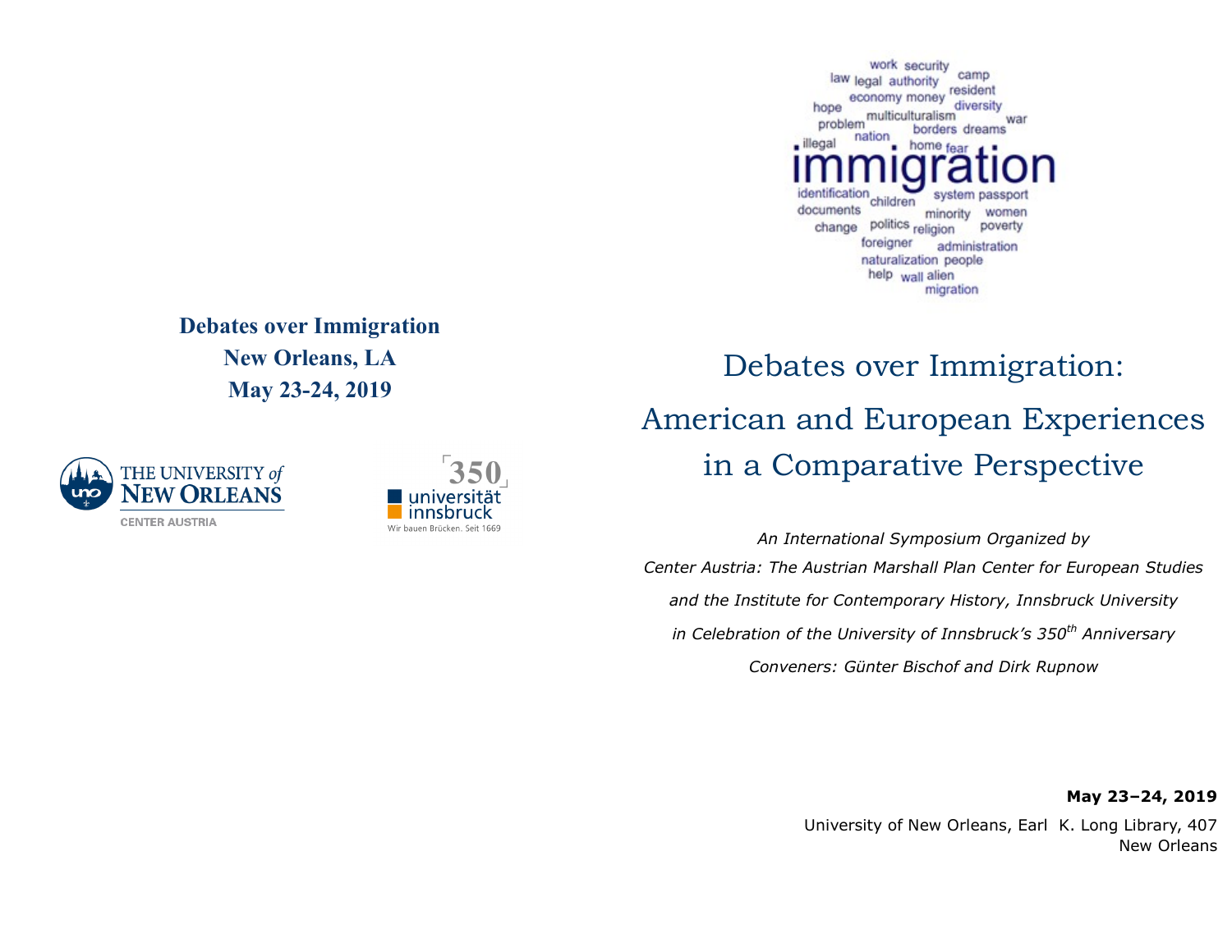**Debates over Immigration**

**New Orleans, LA**

**May 23-24, 2019**

THE UNIVERSITY *of* NEW ORLEANS

CENTER AUSTRIA

350 universität innsbruck

Wir bauen Brücken. Seit 1669

# Debates over Immigration: American and European Experiences in a Comparative Perspective

*An International Symposium Organized by*

*Center Austria: The Austrian Marshall Plan Center for European Studies*

*and the Institute for Contemporary History, Innsbruck University*

*in Celebration of the University of Innsbruck's 350th Anniversary*

*Conveners: Günter Bischof and Dirk Rupnow*

**May 23–24, 2019**

University of New Orleans, Earl K. Long Library, 407
New Orleans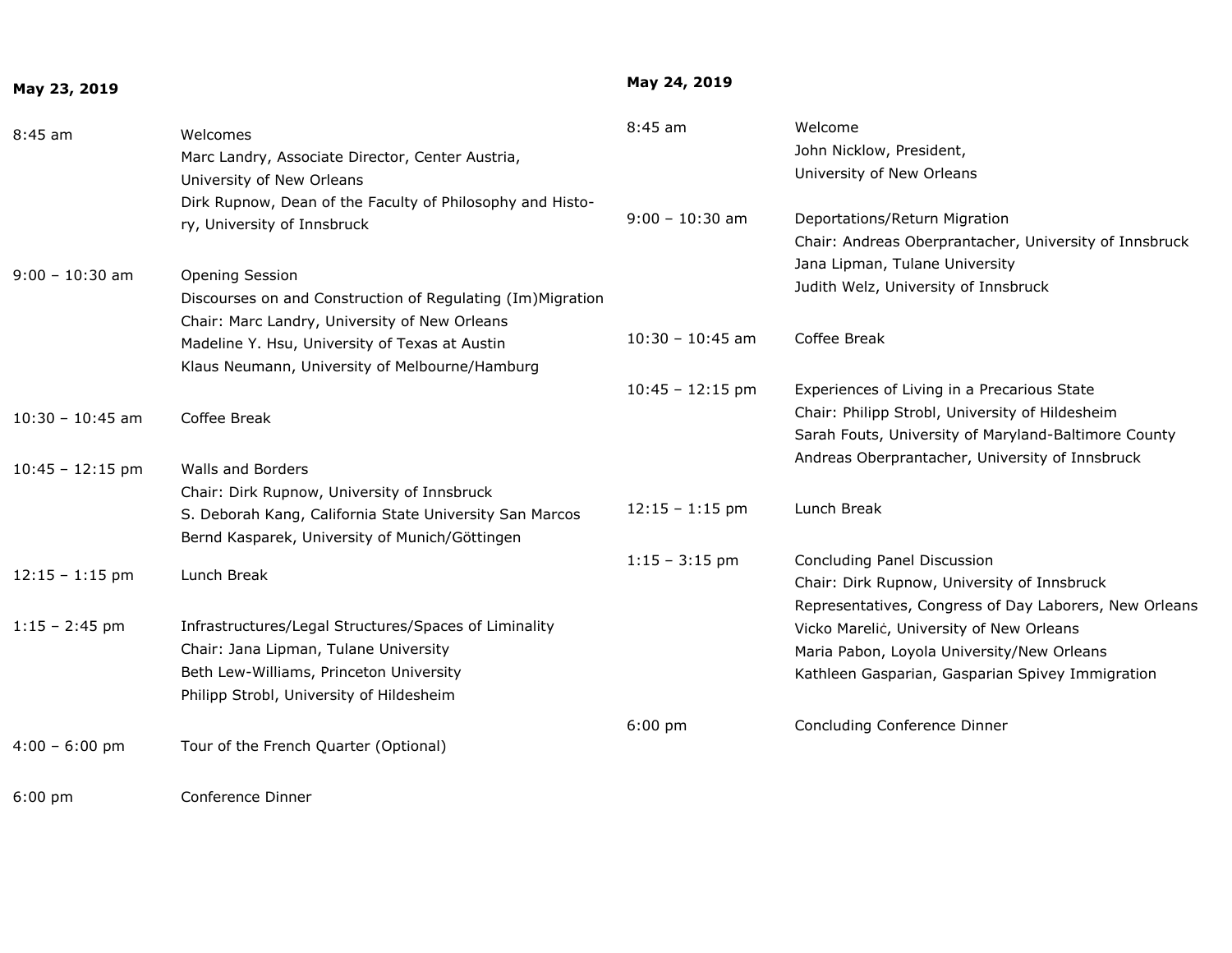**May 23, 2019**

| | |
|---|---|
| 8:45 am | Welcomes<br>Marc Landry, Associate Director, Center Austria, University of New Orleans<br>Dirk Rupnow, Dean of the Faculty of Philosophy and History, University of Innsbruck |
| 9:00 – 10:30 am | Opening Session<br>Discourses on and Construction of Regulating (Im)Migration<br>Chair: Marc Landry, University of New Orleans<br>Madeline Y. Hsu, University of Texas at Austin<br>Klaus Neumann, University of Melbourne/Hamburg |
| 10:30 – 10:45 am | Coffee Break |
| 10:45 – 12:15 pm | Walls and Borders<br>Chair: Dirk Rupnow, University of Innsbruck<br>S. Deborah Kang, California State University San Marcos<br>Bernd Kasparek, University of Munich/Göttingen |
| 12:15 – 1:15 pm | Lunch Break |
| 1:15 – 2:45 pm | Infrastructures/Legal Structures/Spaces of Liminality<br>Chair: Jana Lipman, Tulane University<br>Beth Lew-Williams, Princeton University<br>Philipp Strobl, University of Hildesheim |
| 4:00 – 6:00 pm | Tour of the French Quarter (Optional) |
| 6:00 pm | Conference Dinner |

**May 24, 2019**

| | |
|---|---|
| 8:45 am | Welcome<br>John Nicklow, President, University of New Orleans |
| 9:00 – 10:30 am | Deportations/Return Migration<br>Chair: Andreas Oberprantacher, University of Innsbruck<br>Jana Lipman, Tulane University<br>Judith Welz, University of Innsbruck |
| 10:30 – 10:45 am | Coffee Break |
| 10:45 – 12:15 pm | Experiences of Living in a Precarious State<br>Chair: Philipp Strobl, University of Hildesheim<br>Sarah Fouts, University of Maryland-Baltimore County<br>Andreas Oberprantacher, University of Innsbruck |
| 12:15 – 1:15 pm | Lunch Break |
| 1:15 – 3:15 pm | Concluding Panel Discussion<br>Chair: Dirk Rupnow, University of Innsbruck<br>Representatives, Congress of Day Laborers, New Orleans<br>Vicko Marelić, University of New Orleans<br>Maria Pabon, Loyola University/New Orleans<br>Kathleen Gasparian, Gasparian Spivey Immigration |
| 6:00 pm | Concluding Conference Dinner |